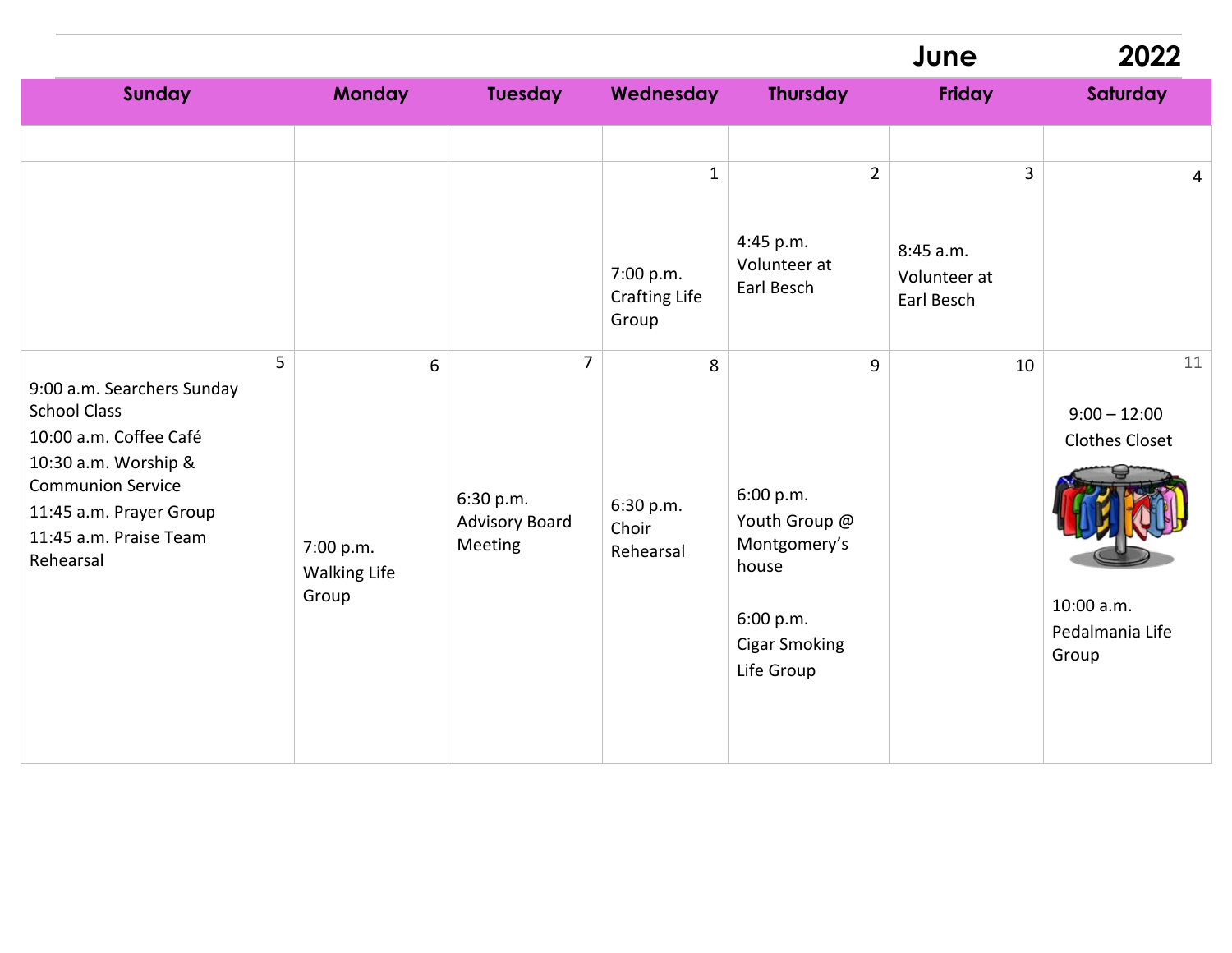# June 2022

| Sunday | Monday | Tuesday | Wednesday | Thursday | Friday | Saturday |
|---|---|---|---|---|---|---|
| | | | | | | |
| | | | 1<br><br>7:00 p.m. Crafting Life Group | 2<br><br>4:45 p.m. Volunteer at Earl Besch | 3<br><br>8:45 a.m. Volunteer at Earl Besch | 4 |
| 5<br><br>9:00 a.m. Searchers Sunday School Class<br>10:00 a.m. Coffee Café<br>10:30 a.m. Worship & Communion Service<br>11:45 a.m. Prayer Group<br>11:45 a.m. Praise Team Rehearsal | 6<br><br>7:00 p.m. Walking Life Group | 7<br><br>6:30 p.m. Advisory Board Meeting | 8<br><br>6:30 p.m. Choir Rehearsal | 9<br><br>6:00 p.m. Youth Group @ Montgomery's house<br><br>6:00 p.m. Cigar Smoking Life Group | 10 | 11<br><br>9:00 – 12:00 Clothes Closet<br><br>10:00 a.m. Pedalmania Life Group |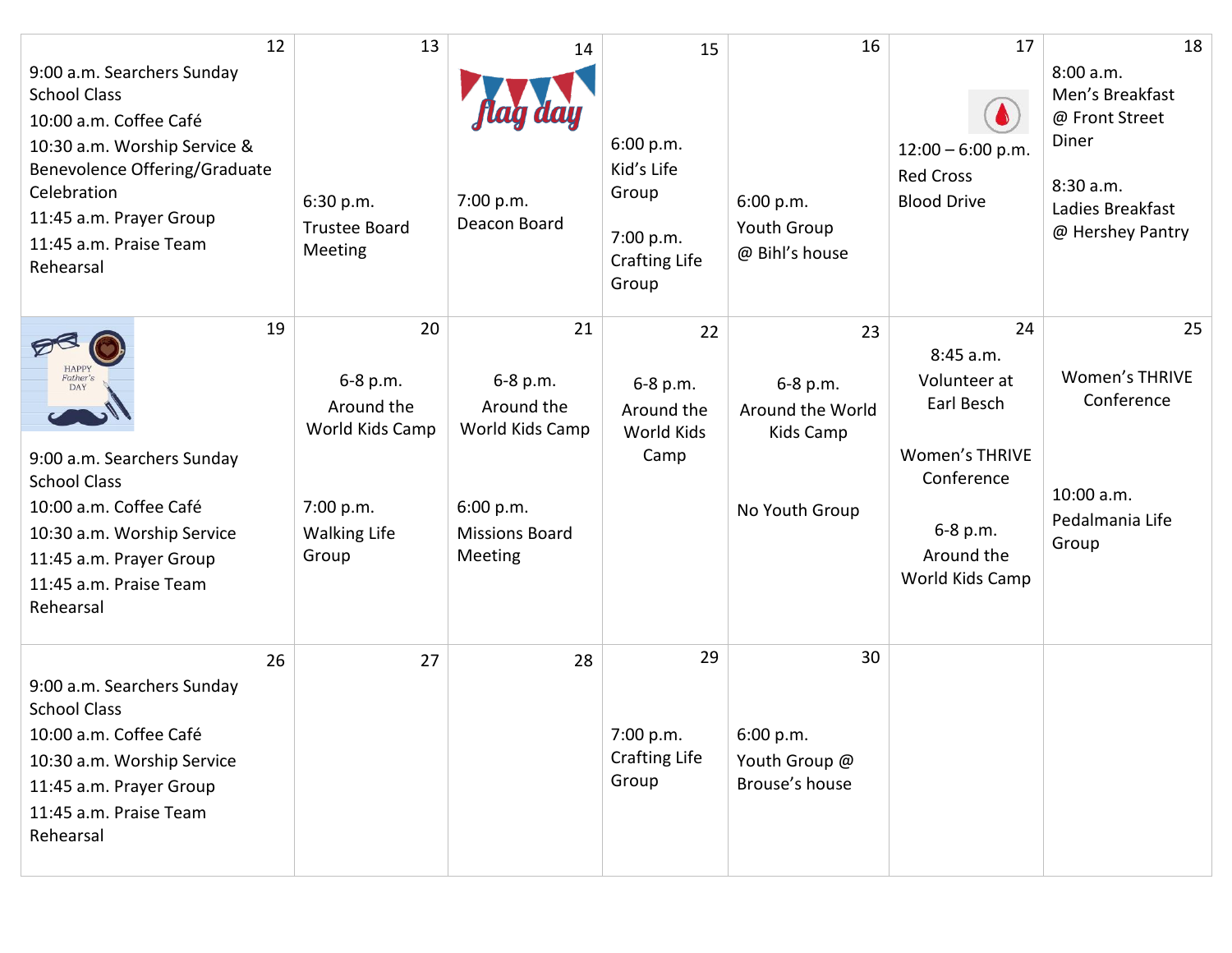| | | | | | | |
|---|---|---|---|---|---|---|
| 12<br>9:00 a.m. Searchers Sunday School Class<br>10:00 a.m. Coffee Café<br>10:30 a.m. Worship Service & Benevolence Offering/Graduate Celebration<br>11:45 a.m. Prayer Group<br>11:45 a.m. Praise Team Rehearsal | 13<br>6:30 p.m. Trustee Board Meeting | 14<br>flag day<br>7:00 p.m. Deacon Board | 15<br>6:00 p.m. Kid's Life Group<br>7:00 p.m. Crafting Life Group | 16<br>6:00 p.m. Youth Group @ Bihl's house | 17<br>12:00 – 6:00 p.m. Red Cross Blood Drive | 18<br>8:00 a.m. Men's Breakfast @ Front Street Diner<br>8:30 a.m. Ladies Breakfast @ Hershey Pantry |
| 19<br>HAPPY Father's DAY<br>9:00 a.m. Searchers Sunday School Class<br>10:00 a.m. Coffee Café<br>10:30 a.m. Worship Service<br>11:45 a.m. Prayer Group<br>11:45 a.m. Praise Team Rehearsal | 20<br>6-8 p.m. Around the World Kids Camp<br>7:00 p.m. Walking Life Group | 21<br>6-8 p.m. Around the World Kids Camp<br>6:00 p.m. Missions Board Meeting | 22<br>6-8 p.m. Around the World Kids Camp | 23<br>6-8 p.m. Around the World Kids Camp<br>No Youth Group | 24<br>8:45 a.m. Volunteer at Earl Besch<br>Women's THRIVE Conference<br>6-8 p.m. Around the World Kids Camp | 25<br>Women's THRIVE Conference<br>10:00 a.m. Pedalmania Life Group |
| 26<br>9:00 a.m. Searchers Sunday School Class<br>10:00 a.m. Coffee Café<br>10:30 a.m. Worship Service<br>11:45 a.m. Prayer Group<br>11:45 a.m. Praise Team Rehearsal | 27 | 28 | 29<br>7:00 p.m. Crafting Life Group | 30<br>6:00 p.m. Youth Group @ Brouse's house | | |